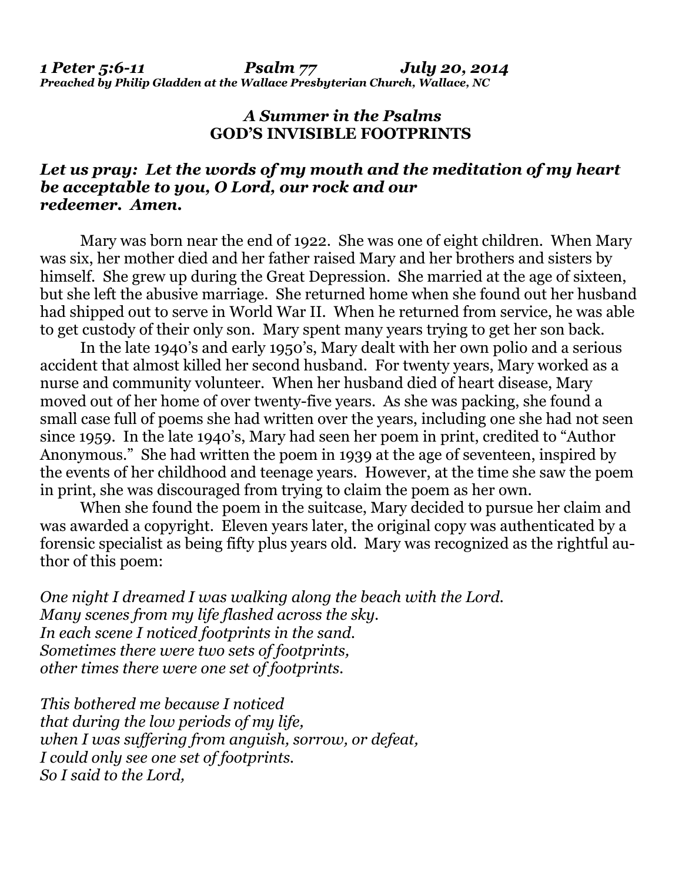***1 Peter 5:6-11 Psalm 77 July 20, 2014***
***Preached by Philip Gladden at the Wallace Presbyterian Church, Wallace, NC***

## *A Summer in the Psalms*
## GOD'S INVISIBLE FOOTPRINTS

***Let us pray: Let the words of my mouth and the meditation of my heart be acceptable to you, O Lord, our rock and our redeemer. Amen.***

Mary was born near the end of 1922. She was one of eight children. When Mary was six, her mother died and her father raised Mary and her brothers and sisters by himself. She grew up during the Great Depression. She married at the age of sixteen, but she left the abusive marriage. She returned home when she found out her husband had shipped out to serve in World War II. When he returned from service, he was able to get custody of their only son. Mary spent many years trying to get her son back.

In the late 1940's and early 1950's, Mary dealt with her own polio and a serious accident that almost killed her second husband. For twenty years, Mary worked as a nurse and community volunteer. When her husband died of heart disease, Mary moved out of her home of over twenty-five years. As she was packing, she found a small case full of poems she had written over the years, including one she had not seen since 1959. In the late 1940's, Mary had seen her poem in print, credited to "Author Anonymous." She had written the poem in 1939 at the age of seventeen, inspired by the events of her childhood and teenage years. However, at the time she saw the poem in print, she was discouraged from trying to claim the poem as her own.

When she found the poem in the suitcase, Mary decided to pursue her claim and was awarded a copyright. Eleven years later, the original copy was authenticated by a forensic specialist as being fifty plus years old. Mary was recognized as the rightful author of this poem:

*One night I dreamed I was walking along the beach with the Lord.*
*Many scenes from my life flashed across the sky.*
*In each scene I noticed footprints in the sand.*
*Sometimes there were two sets of footprints,*
*other times there were one set of footprints.*

*This bothered me because I noticed*
*that during the low periods of my life,*
*when I was suffering from anguish, sorrow, or defeat,*
*I could only see one set of footprints.*
*So I said to the Lord,*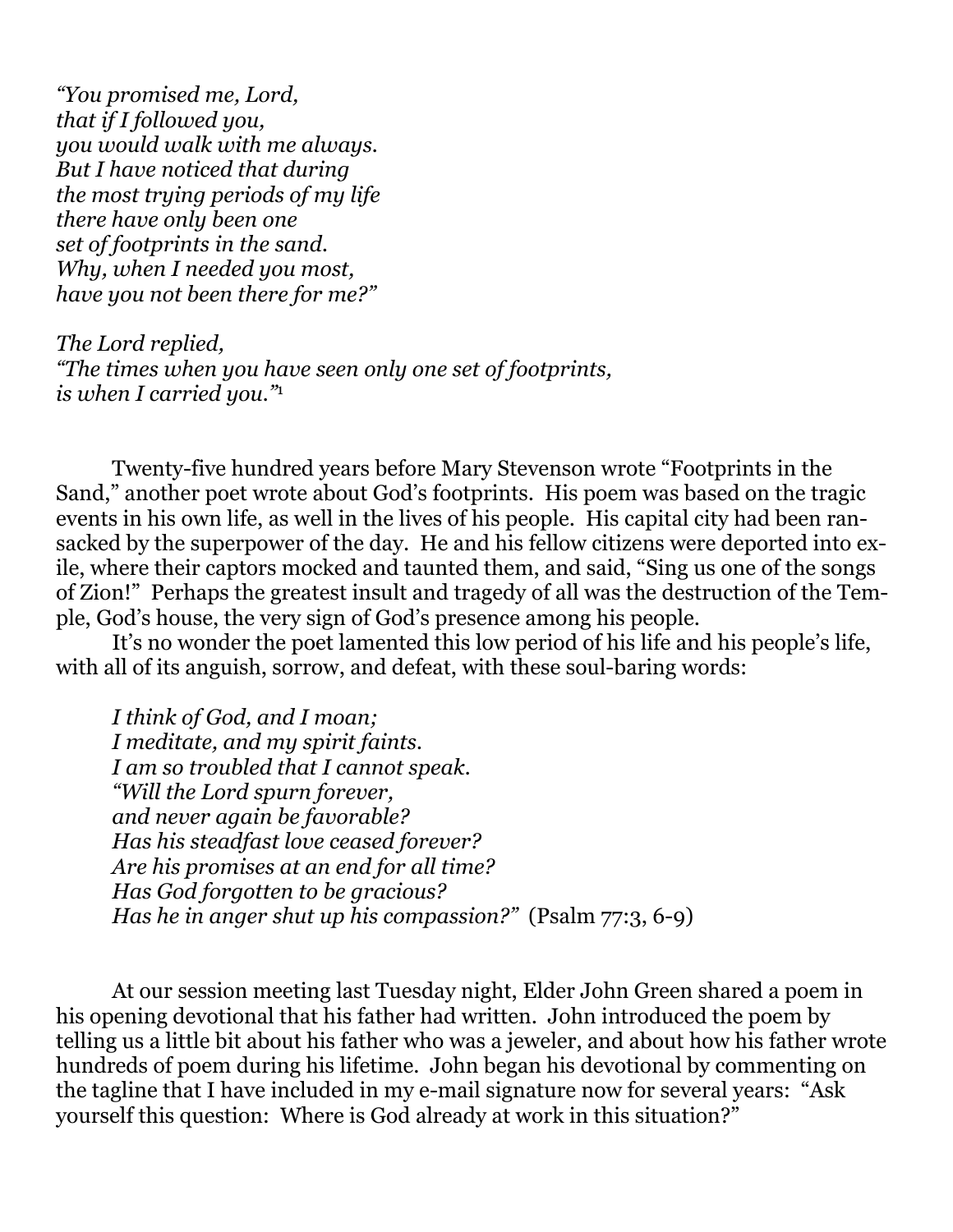*"You promised me, Lord,*
*that if I followed you,*
*you would walk with me always.*
*But I have noticed that during*
*the most trying periods of my life*
*there have only been one*
*set of footprints in the sand.*
*Why, when I needed you most,*
*have you not been there for me?"*

*The Lord replied,*
*"The times when you have seen only one set of footprints,*
*is when I carried you."*[1]

Twenty-five hundred years before Mary Stevenson wrote "Footprints in the Sand," another poet wrote about God's footprints. His poem was based on the tragic events in his own life, as well in the lives of his people. His capital city had been ransacked by the superpower of the day. He and his fellow citizens were deported into exile, where their captors mocked and taunted them, and said, "Sing us one of the songs of Zion!" Perhaps the greatest insult and tragedy of all was the destruction of the Temple, God's house, the very sign of God's presence among his people.

It's no wonder the poet lamented this low period of his life and his people's life, with all of its anguish, sorrow, and defeat, with these soul-baring words:

> *I think of God, and I moan;*
> *I meditate, and my spirit faints.*
> *I am so troubled that I cannot speak.*
> *"Will the Lord spurn forever,*
> *and never again be favorable?*
> *Has his steadfast love ceased forever?*
> *Are his promises at an end for all time?*
> *Has God forgotten to be gracious?*
> *Has he in anger shut up his compassion?"* (Psalm 77:3, 6-9)

At our session meeting last Tuesday night, Elder John Green shared a poem in his opening devotional that his father had written. John introduced the poem by telling us a little bit about his father who was a jeweler, and about how his father wrote hundreds of poem during his lifetime. John began his devotional by commenting on the tagline that I have included in my e-mail signature now for several years: "Ask yourself this question: Where is God already at work in this situation?"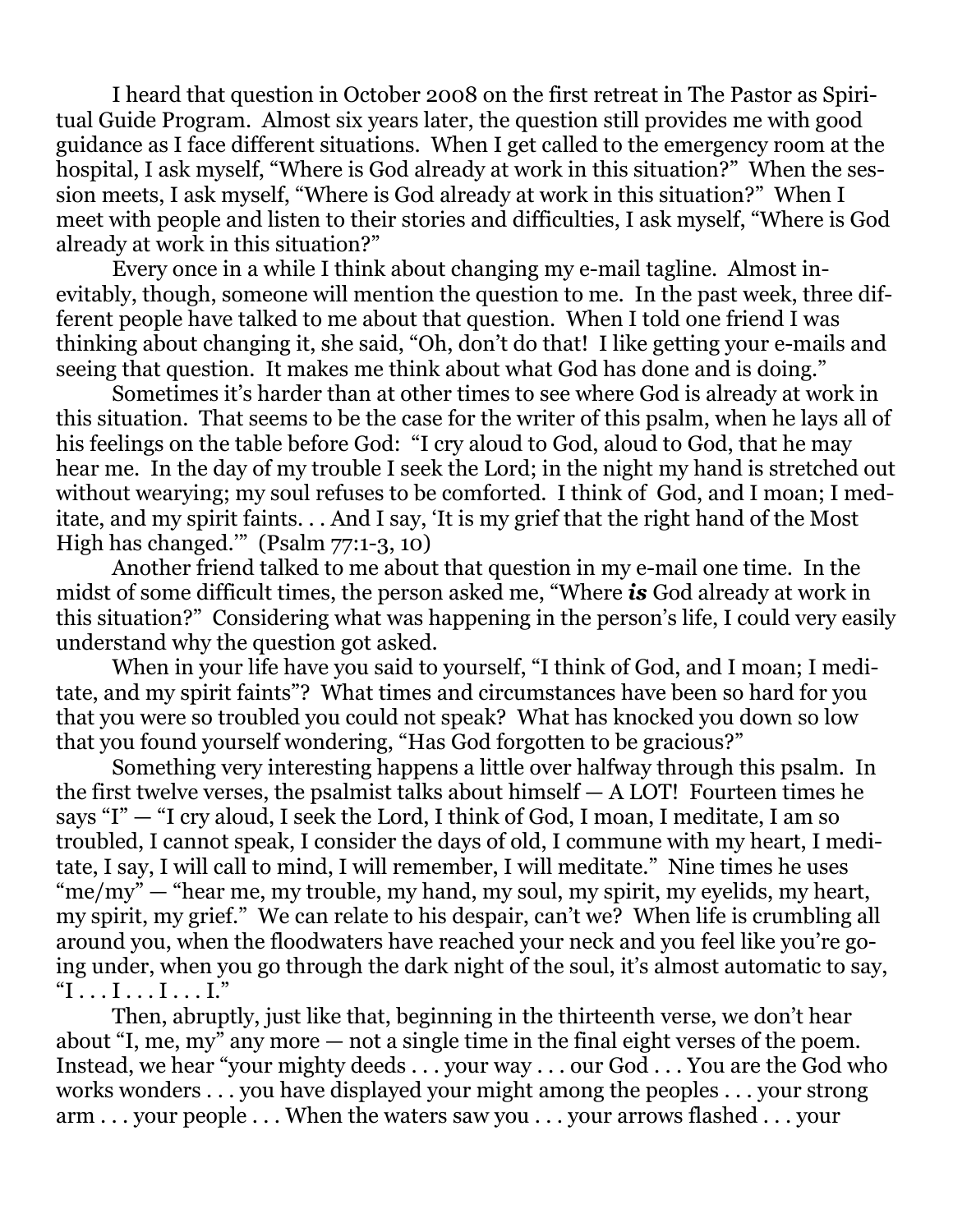I heard that question in October 2008 on the first retreat in The Pastor as Spiritual Guide Program. Almost six years later, the question still provides me with good guidance as I face different situations. When I get called to the emergency room at the hospital, I ask myself, "Where is God already at work in this situation?" When the session meets, I ask myself, "Where is God already at work in this situation?" When I meet with people and listen to their stories and difficulties, I ask myself, "Where is God already at work in this situation?"

Every once in a while I think about changing my e-mail tagline. Almost inevitably, though, someone will mention the question to me. In the past week, three different people have talked to me about that question. When I told one friend I was thinking about changing it, she said, "Oh, don't do that! I like getting your e-mails and seeing that question. It makes me think about what God has done and is doing."

Sometimes it's harder than at other times to see where God is already at work in this situation. That seems to be the case for the writer of this psalm, when he lays all of his feelings on the table before God: "I cry aloud to God, aloud to God, that he may hear me. In the day of my trouble I seek the Lord; in the night my hand is stretched out without wearying; my soul refuses to be comforted. I think of God, and I moan; I meditate, and my spirit faints. . . And I say, 'It is my grief that the right hand of the Most High has changed.'" (Psalm 77:1-3, 10)

Another friend talked to me about that question in my e-mail one time. In the midst of some difficult times, the person asked me, "Where ***is*** God already at work in this situation?" Considering what was happening in the person's life, I could very easily understand why the question got asked.

When in your life have you said to yourself, "I think of God, and I moan; I meditate, and my spirit faints"? What times and circumstances have been so hard for you that you were so troubled you could not speak? What has knocked you down so low that you found yourself wondering, "Has God forgotten to be gracious?"

Something very interesting happens a little over halfway through this psalm. In the first twelve verses, the psalmist talks about himself — A LOT! Fourteen times he says "I" — "I cry aloud, I seek the Lord, I think of God, I moan, I meditate, I am so troubled, I cannot speak, I consider the days of old, I commune with my heart, I meditate, I say, I will call to mind, I will remember, I will meditate." Nine times he uses "me/my" — "hear me, my trouble, my hand, my soul, my spirit, my eyelids, my heart, my spirit, my grief." We can relate to his despair, can't we? When life is crumbling all around you, when the floodwaters have reached your neck and you feel like you're going under, when you go through the dark night of the soul, it's almost automatic to say, "I . . . I . . . I . . . I."

Then, abruptly, just like that, beginning in the thirteenth verse, we don't hear about "I, me, my" any more — not a single time in the final eight verses of the poem. Instead, we hear "your mighty deeds . . . your way . . . our God . . . You are the God who works wonders . . . you have displayed your might among the peoples . . . your strong arm . . . your people . . . When the waters saw you . . . your arrows flashed . . . your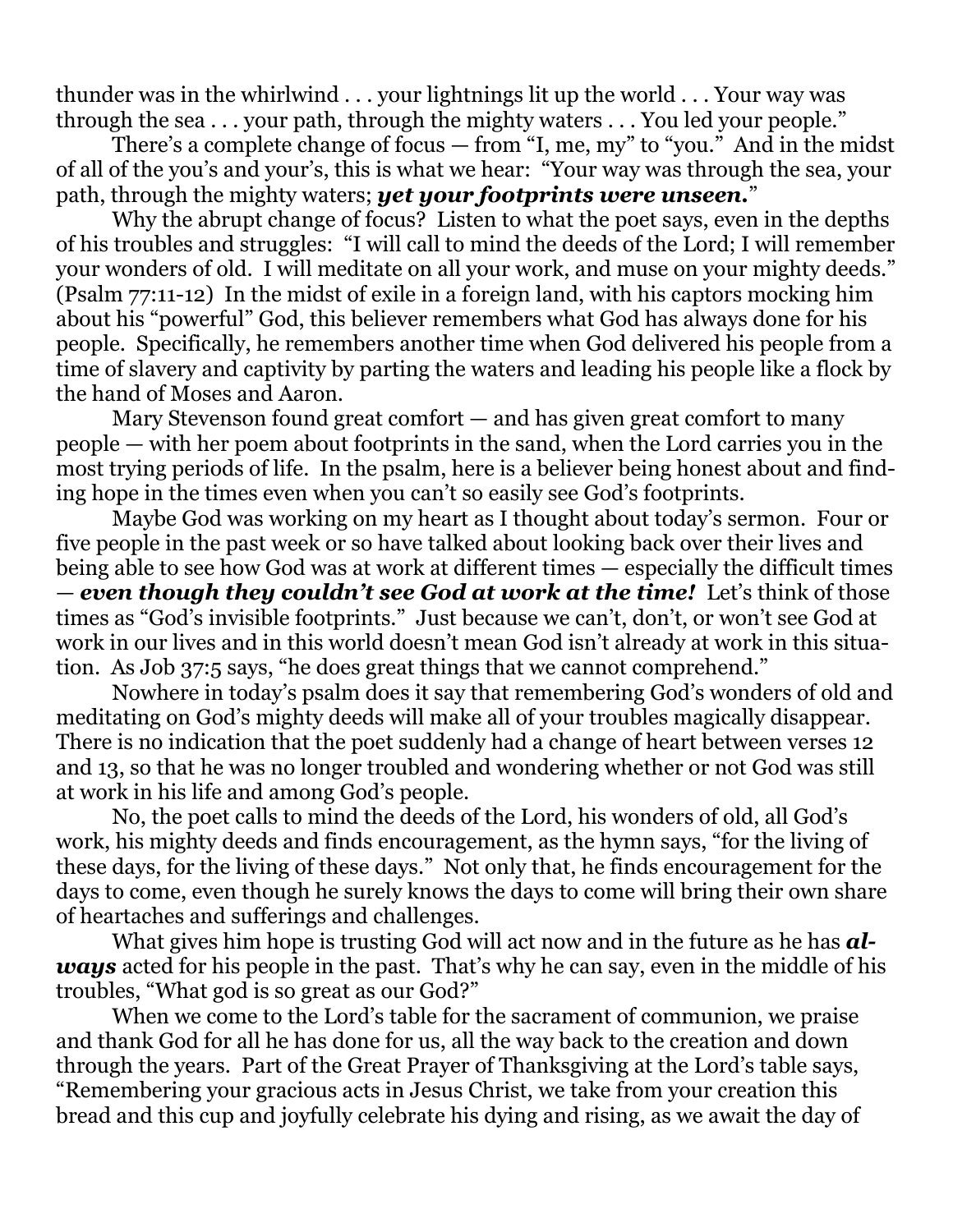thunder was in the whirlwind . . . your lightnings lit up the world . . . Your way was through the sea . . . your path, through the mighty waters . . . You led your people."

There's a complete change of focus — from "I, me, my" to "you." And in the midst of all of the you's and your's, this is what we hear: "Your way was through the sea, your path, through the mighty waters; ***yet your footprints were unseen.***"

Why the abrupt change of focus? Listen to what the poet says, even in the depths of his troubles and struggles: "I will call to mind the deeds of the Lord; I will remember your wonders of old. I will meditate on all your work, and muse on your mighty deeds." (Psalm 77:11-12) In the midst of exile in a foreign land, with his captors mocking him about his "powerful" God, this believer remembers what God has always done for his people. Specifically, he remembers another time when God delivered his people from a time of slavery and captivity by parting the waters and leading his people like a flock by the hand of Moses and Aaron.

Mary Stevenson found great comfort — and has given great comfort to many people — with her poem about footprints in the sand, when the Lord carries you in the most trying periods of life. In the psalm, here is a believer being honest about and finding hope in the times even when you can't so easily see God's footprints.

Maybe God was working on my heart as I thought about today's sermon. Four or five people in the past week or so have talked about looking back over their lives and being able to see how God was at work at different times — especially the difficult times — ***even though they couldn't see God at work at the time!*** Let's think of those times as "God's invisible footprints." Just because we can't, don't, or won't see God at work in our lives and in this world doesn't mean God isn't already at work in this situation. As Job 37:5 says, "he does great things that we cannot comprehend."

Nowhere in today's psalm does it say that remembering God's wonders of old and meditating on God's mighty deeds will make all of your troubles magically disappear. There is no indication that the poet suddenly had a change of heart between verses 12 and 13, so that he was no longer troubled and wondering whether or not God was still at work in his life and among God's people.

No, the poet calls to mind the deeds of the Lord, his wonders of old, all God's work, his mighty deeds and finds encouragement, as the hymn says, "for the living of these days, for the living of these days." Not only that, he finds encouragement for the days to come, even though he surely knows the days to come will bring their own share of heartaches and sufferings and challenges.

What gives him hope is trusting God will act now and in the future as he has ***always*** acted for his people in the past. That's why he can say, even in the middle of his troubles, "What god is so great as our God?"

When we come to the Lord's table for the sacrament of communion, we praise and thank God for all he has done for us, all the way back to the creation and down through the years. Part of the Great Prayer of Thanksgiving at the Lord's table says, "Remembering your gracious acts in Jesus Christ, we take from your creation this bread and this cup and joyfully celebrate his dying and rising, as we await the day of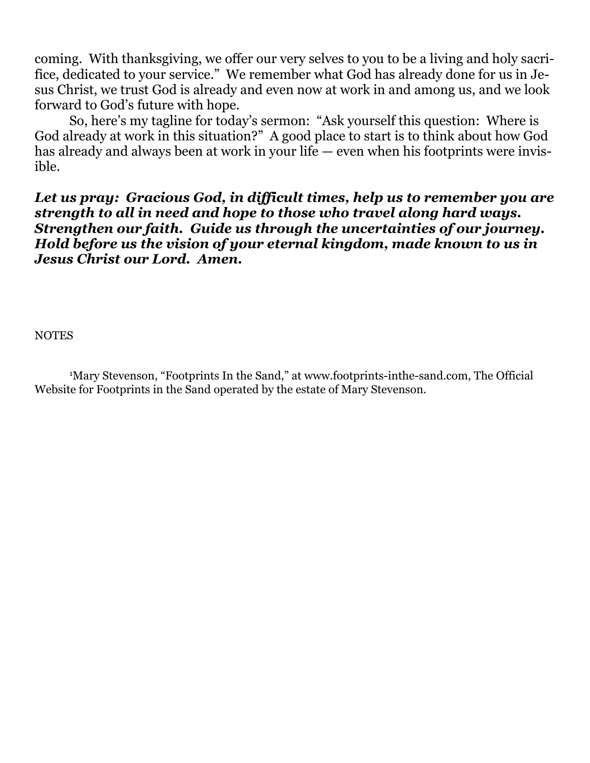coming. With thanksgiving, we offer our very selves to you to be a living and holy sacrifice, dedicated to your service." We remember what God has already done for us in Jesus Christ, we trust God is already and even now at work in and among us, and we look forward to God's future with hope.

So, here's my tagline for today's sermon: "Ask yourself this question: Where is God already at work in this situation?" A good place to start is to think about how God has already and always been at work in your life — even when his footprints were invisible.

***Let us pray: Gracious God, in difficult times, help us to remember you are strength to all in need and hope to those who travel along hard ways. Strengthen our faith. Guide us through the uncertainties of our journey. Hold before us the vision of your eternal kingdom, made known to us in Jesus Christ our Lord. Amen.***

NOTES

[1]Mary Stevenson, "Footprints In the Sand," at www.footprints-inthe-sand.com, The Official Website for Footprints in the Sand operated by the estate of Mary Stevenson.